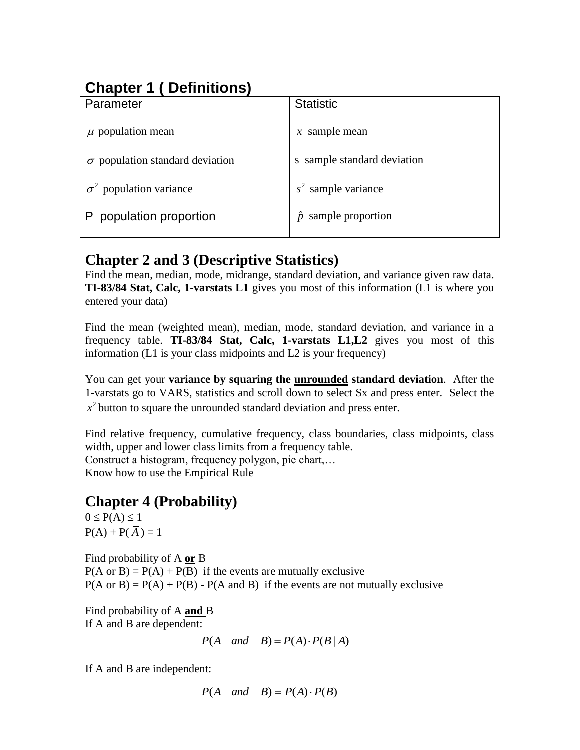## Chapter 1 ( Definitions)

| Parameter | Statistic |
|---|---|
| $\mu$ population mean | $\bar{x}$ sample mean |
| $\sigma$ population standard deviation | s sample standard deviation |
| $\sigma^2$ population variance | $s^2$ sample variance |
| P population proportion | $\hat{p}$ sample proportion |

## Chapter 2 and 3 (Descriptive Statistics)

Find the mean, median, mode, midrange, standard deviation, and variance given raw data. **TI-83/84 Stat, Calc, 1-varstats L1** gives you most of this information (L1 is where you entered your data)

Find the mean (weighted mean), median, mode, standard deviation, and variance in a frequency table. **TI-83/84 Stat, Calc, 1-varstats L1,L2** gives you most of this information (L1 is your class midpoints and L2 is your frequency)

You can get your **variance by squaring the <u>unrounded</u> standard deviation**. After the 1-varstats go to VARS, statistics and scroll down to select Sx and press enter. Select the $x^2$ button to square the unrounded standard deviation and press enter.

Find relative frequency, cumulative frequency, class boundaries, class midpoints, class width, upper and lower class limits from a frequency table.
Construct a histogram, frequency polygon, pie chart,…
Know how to use the Empirical Rule

## Chapter 4 (Probability)

$0 \le P(A) \le 1$
$P(A) + P(\bar{A}) = 1$

Find probability of A **<u>or</u>** B
P(A or B) = P(A) + P(B) if the events are mutually exclusive
P(A or B) = P(A) + P(B) - P(A and B) if the events are not mutually exclusive

Find probability of A **<u>and</u>** B
If A and B are dependent:

$$P(A \quad and \quad B) = P(A) \cdot P(B \mid A)$$

If A and B are independent:

$$P(A \quad and \quad B) = P(A) \cdot P(B)$$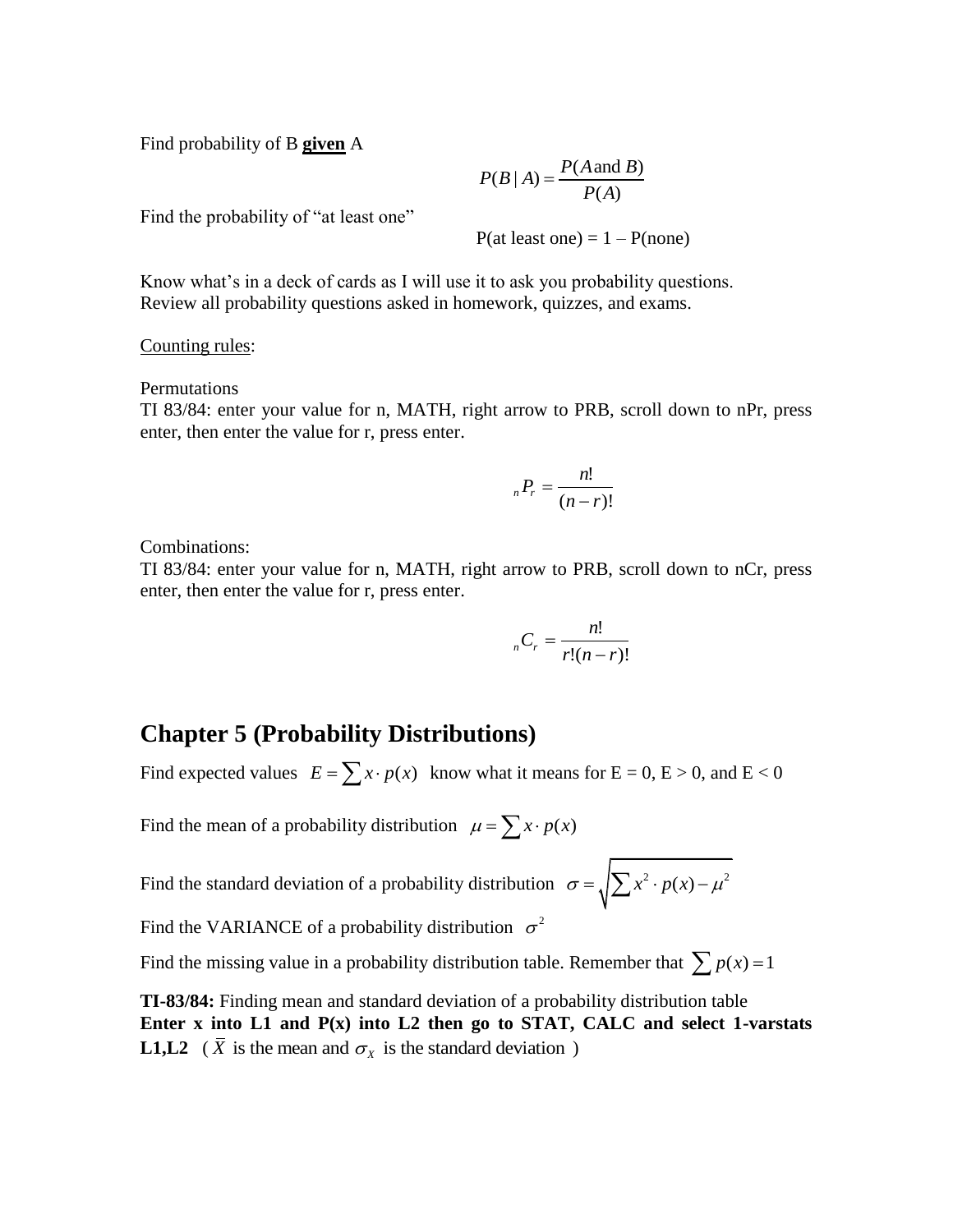Find probability of B **given** A

$$P(B \mid A) = \frac{P(A \text{ and } B)}{P(A)}$$

Find the probability of "at least one"

$$\text{P(at least one)} = 1 - \text{P(none)}$$

Know what's in a deck of cards as I will use it to ask you probability questions.
Review all probability questions asked in homework, quizzes, and exams.

Counting rules:

Permutations
TI 83/84: enter your value for n, MATH, right arrow to PRB, scroll down to nPr, press enter, then enter the value for r, press enter.

$${}_nP_r = \frac{n!}{(n-r)!}$$

Combinations:
TI 83/84: enter your value for n, MATH, right arrow to PRB, scroll down to nCr, press enter, then enter the value for r, press enter.

$${}_nC_r = \frac{n!}{r!(n-r)!}$$

## Chapter 5 (Probability Distributions)

Find expected values $E = \sum x \cdot p(x)$ know what it means for E = 0, E > 0, and E < 0

Find the mean of a probability distribution $\mu = \sum x \cdot p(x)$

Find the standard deviation of a probability distribution $\sigma = \sqrt{\sum x^2 \cdot p(x) - \mu^2}$

Find the VARIANCE of a probability distribution $\sigma^2$

Find the missing value in a probability distribution table. Remember that $\sum p(x) = 1$

**TI-83/84:** Finding mean and standard deviation of a probability distribution table
**Enter x into L1 and P(x) into L2 then go to STAT, CALC and select 1-varstats L1,L2** ( $\bar{X}$ is the mean and $\sigma_X$ is the standard deviation )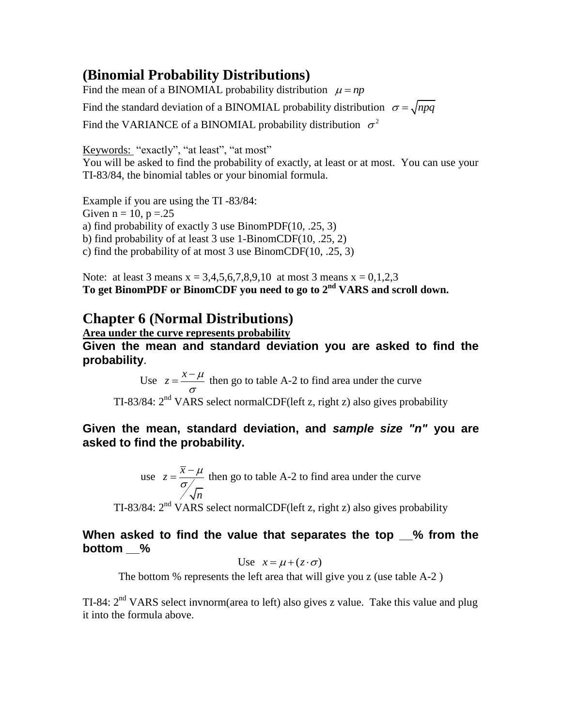## (Binomial Probability Distributions)

Find the mean of a BINOMIAL probability distribution $\mu = np$

Find the standard deviation of a BINOMIAL probability distribution $\sigma = \sqrt{npq}$

Find the VARIANCE of a BINOMIAL probability distribution $\sigma^2$

Keywords: "exactly", "at least", "at most"

You will be asked to find the probability of exactly, at least or at most. You can use your TI-83/84, the binomial tables or your binomial formula.

Example if you are using the TI -83/84:

Given n = 10, p =.25

a) find probability of exactly 3 use BinomPDF(10, .25, 3)

b) find probability of at least 3 use 1-BinomCDF(10, .25, 2)

c) find the probability of at most 3 use BinomCDF(10, .25, 3)

Note: at least 3 means x = 3,4,5,6,7,8,9,10 at most 3 means x = 0,1,2,3

**To get BinomPDF or BinomCDF you need to go to 2nd VARS and scroll down.**

## Chapter 6 (Normal Distributions)

**Area under the curve represents probability**

**Given the mean and standard deviation you are asked to find the probability.**

Use $z = \dfrac{x - \mu}{\sigma}$ then go to table A-2 to find area under the curve

TI-83/84: 2nd VARS select normalCDF(left z, right z) also gives probability

**Given the mean, standard deviation, and *sample size "n"* you are asked to find the probability.**

use $z = \dfrac{\overline{x} - \mu}{\sigma / \sqrt{n}}$ then go to table A-2 to find area under the curve

TI-83/84: 2nd VARS select normalCDF(left z, right z) also gives probability

**When asked to find the value that separates the top \_\_% from the bottom \_\_%**

Use $x = \mu + (z \cdot \sigma)$

The bottom % represents the left area that will give you z (use table A-2 )

TI-84: 2nd VARS select invnorm(area to left) also gives z value. Take this value and plug it into the formula above.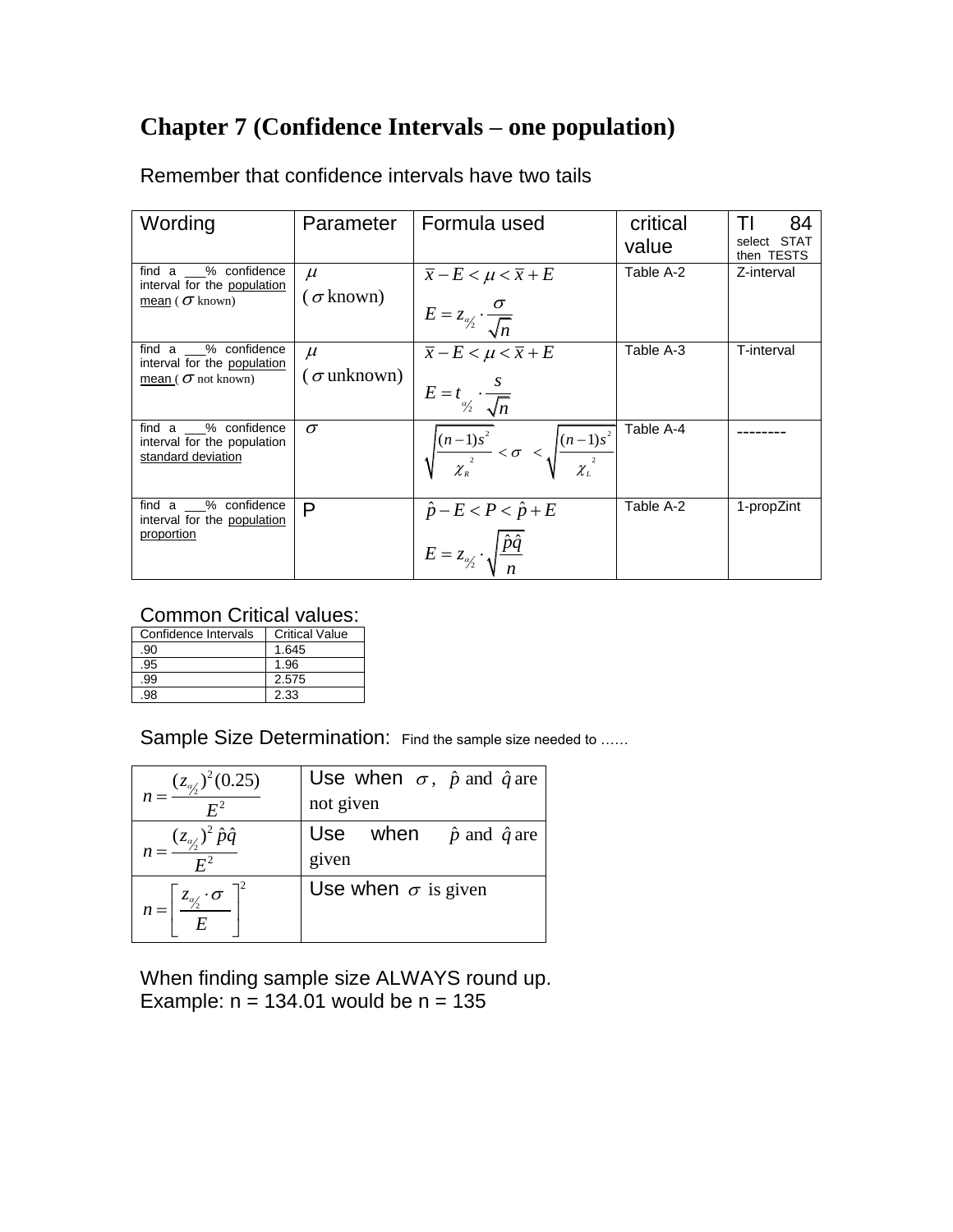# Chapter 7 (Confidence Intervals – one population)

Remember that confidence intervals have two tails

| Wording | Parameter | Formula used | critical value | TI 84 select STAT then TESTS |
|---|---|---|---|---|
| find a ___% confidence interval for the population mean ( $\sigma$ known) | $\mu$ ($\sigma$ known) | $\bar{x} - E < \mu < \bar{x} + E$ <br> $E = z_{\alpha/2} \cdot \frac{\sigma}{\sqrt{n}}$ | Table A-2 | Z-interval |
| find a ___% confidence interval for the population mean ( $\sigma$ not known) | $\mu$ ($\sigma$ unknown) | $\bar{x} - E < \mu < \bar{x} + E$ <br> $E = t_{\alpha/2} \cdot \frac{s}{\sqrt{n}}$ | Table A-3 | T-interval |
| find a ___% confidence interval for the population standard deviation | $\sigma$ | $\sqrt{\frac{(n-1)s^2}{\chi_R^2}} < \sigma < \sqrt{\frac{(n-1)s^2}{\chi_L^2}}$ | Table A-4 | -------- |
| find a ___% confidence interval for the population proportion | P | $\hat{p} - E < P < \hat{p} + E$ <br> $E = z_{\alpha/2} \cdot \sqrt{\frac{\hat{p}\hat{q}}{n}}$ | Table A-2 | 1-propZint |

## Common Critical values:

| Confidence Intervals | Critical Value |
|---|---|
| .90 | 1.645 |
| .95 | 1.96 |
| .99 | 2.575 |
| .98 | 2.33 |

## Sample Size Determination: Find the sample size needed to ……

| | |
|---|---|
| $n = \frac{(z_{\alpha/2})^2 (0.25)}{E^2}$ | Use when $\sigma$, $\hat{p}$ and $\hat{q}$ are not given |
| $n = \frac{(z_{\alpha/2})^2 \hat{p}\hat{q}}{E^2}$ | Use when $\hat{p}$ and $\hat{q}$ are given |
| $n = \left[ \frac{z_{\alpha/2} \cdot \sigma}{E} \right]^2$ | Use when $\sigma$ is given |

When finding sample size ALWAYS round up.
Example: n = 134.01 would be n = 135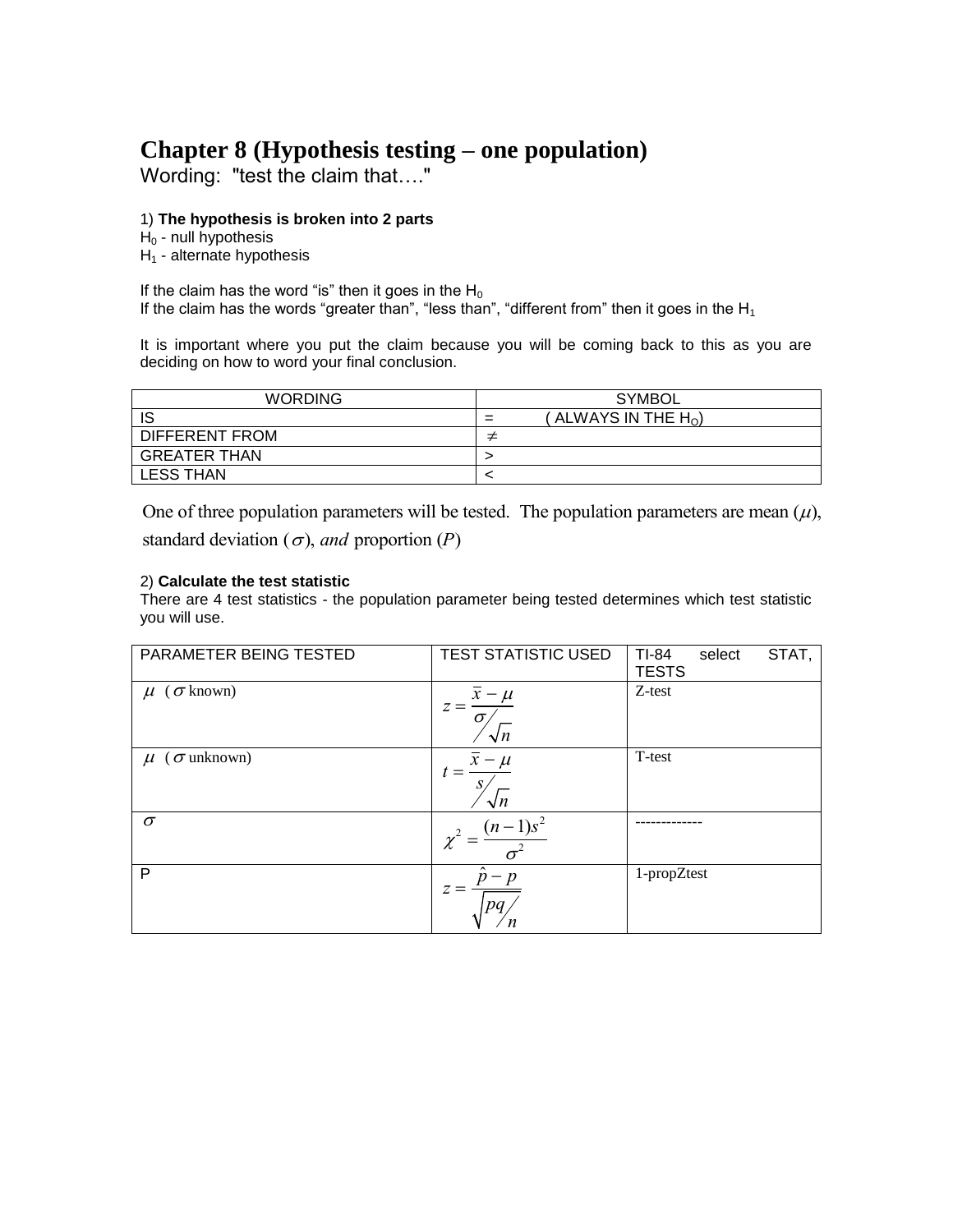# Chapter 8 (Hypothesis testing – one population)

Wording: "test the claim that…."

1) **The hypothesis is broken into 2 parts**

$H_0$ - null hypothesis
$H_1$ - alternate hypothesis

If the claim has the word "is" then it goes in the $H_0$
If the claim has the words "greater than", "less than", "different from" then it goes in the $H_1$

It is important where you put the claim because you will be coming back to this as you are deciding on how to word your final conclusion.

| WORDING | SYMBOL |
|---|---|
| IS | = ( ALWAYS IN THE $H_O$) |
| DIFFERENT FROM | $\neq$ |
| GREATER THAN | > |
| LESS THAN | < |

One of three population parameters will be tested. The population parameters are mean ($\mu$), standard deviation ($\sigma$), *and* proportion ($P$)

2) **Calculate the test statistic**

There are 4 test statistics - the population parameter being tested determines which test statistic you will use.

| PARAMETER BEING TESTED | TEST STATISTIC USED | TI-84 select STAT, TESTS |
|---|---|---|
| $\mu$ ($\sigma$ known) | $z = \frac{\bar{x} - \mu}{\sigma / \sqrt{n}}$ | Z-test |
| $\mu$ ($\sigma$ unknown) | $t = \frac{\bar{x} - \mu}{s / \sqrt{n}}$ | T-test |
| $\sigma$ | $\chi^2 = \frac{(n-1)s^2}{\sigma^2}$ | ------------- |
| P | $z = \frac{\hat{p} - p}{\sqrt{pq / n}}$ | 1-propZtest |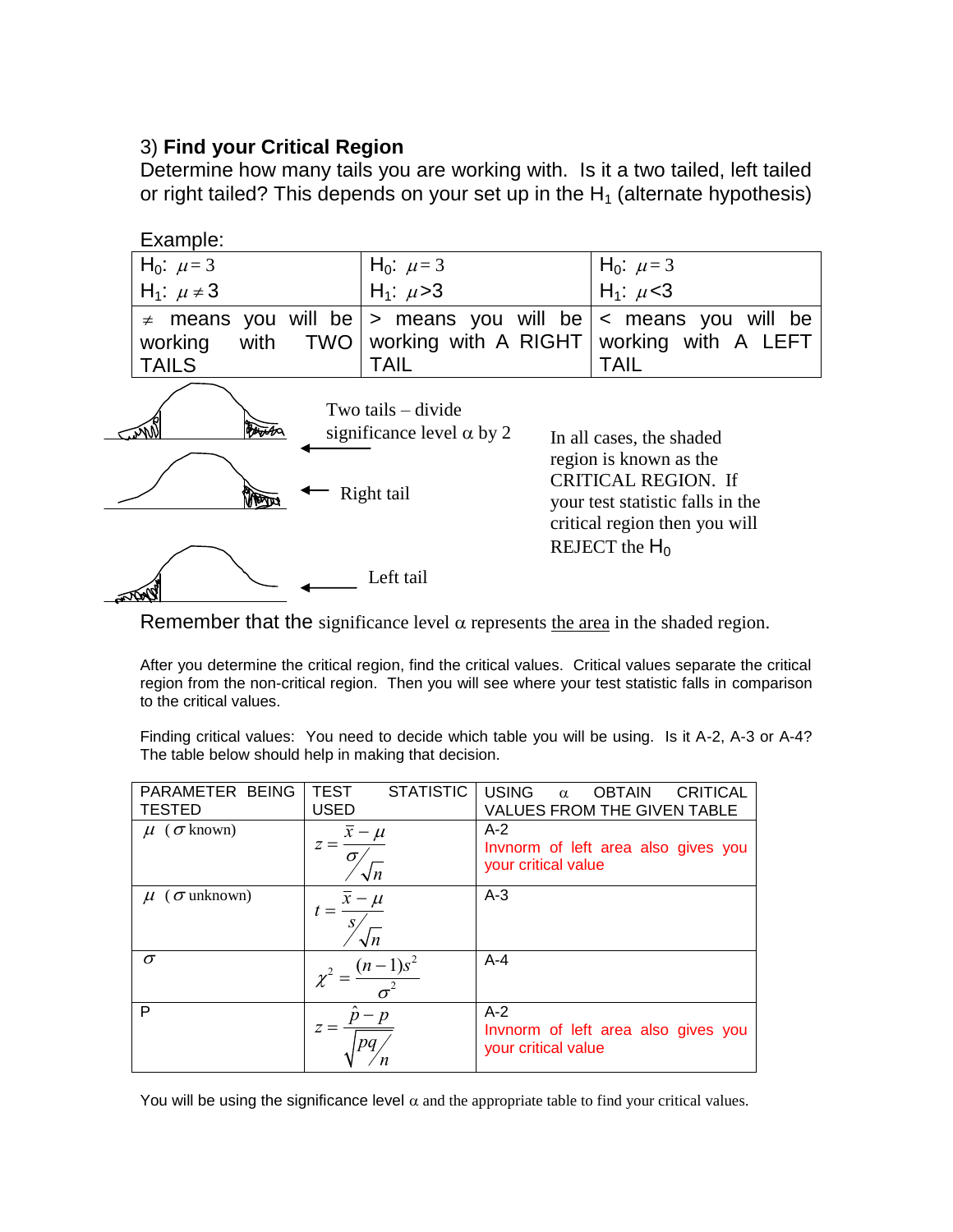3) **Find your Critical Region**

Determine how many tails you are working with. Is it a two tailed, left tailed or right tailed? This depends on your set up in the $H_1$ (alternate hypothesis)

Example:

| $H_0$: $\mu = 3$<br>$H_1$: $\mu \neq 3$ | $H_0$: $\mu = 3$<br>$H_1$: $\mu > 3$ | $H_0$: $\mu = 3$<br>$H_1$: $\mu < 3$ |
|---|---|---|
| $\neq$ means you will be working with TWO TAILS | > means you will be working with A RIGHT TAIL | < means you will be working with A LEFT TAIL |

Two tails – divide significance level $\alpha$ by 2

Right tail

Left tail

In all cases, the shaded region is known as the CRITICAL REGION. If your test statistic falls in the critical region then you will REJECT the $H_0$

Remember that the significance level $\alpha$ represents the area in the shaded region.

After you determine the critical region, find the critical values. Critical values separate the critical region from the non-critical region. Then you will see where your test statistic falls in comparison to the critical values.

Finding critical values: You need to decide which table you will be using. Is it A-2, A-3 or A-4? The table below should help in making that decision.

| PARAMETER BEING TESTED | TEST STATISTIC USED | USING $\alpha$ OBTAIN CRITICAL VALUES FROM THE GIVEN TABLE |
|---|---|---|
| $\mu$ ($\sigma$ known) | $z = \dfrac{\bar{x} - \mu}{\sigma / \sqrt{n}}$ | A-2<br>Invnorm of left area also gives you your critical value |
| $\mu$ ($\sigma$ unknown) | $t = \dfrac{\bar{x} - \mu}{s / \sqrt{n}}$ | A-3 |
| $\sigma$ | $\chi^2 = \dfrac{(n-1)s^2}{\sigma^2}$ | A-4 |
| P | $z = \dfrac{\hat{p} - p}{\sqrt{pq / n}}$ | A-2<br>Invnorm of left area also gives you your critical value |

You will be using the significance level $\alpha$ and the appropriate table to find your critical values.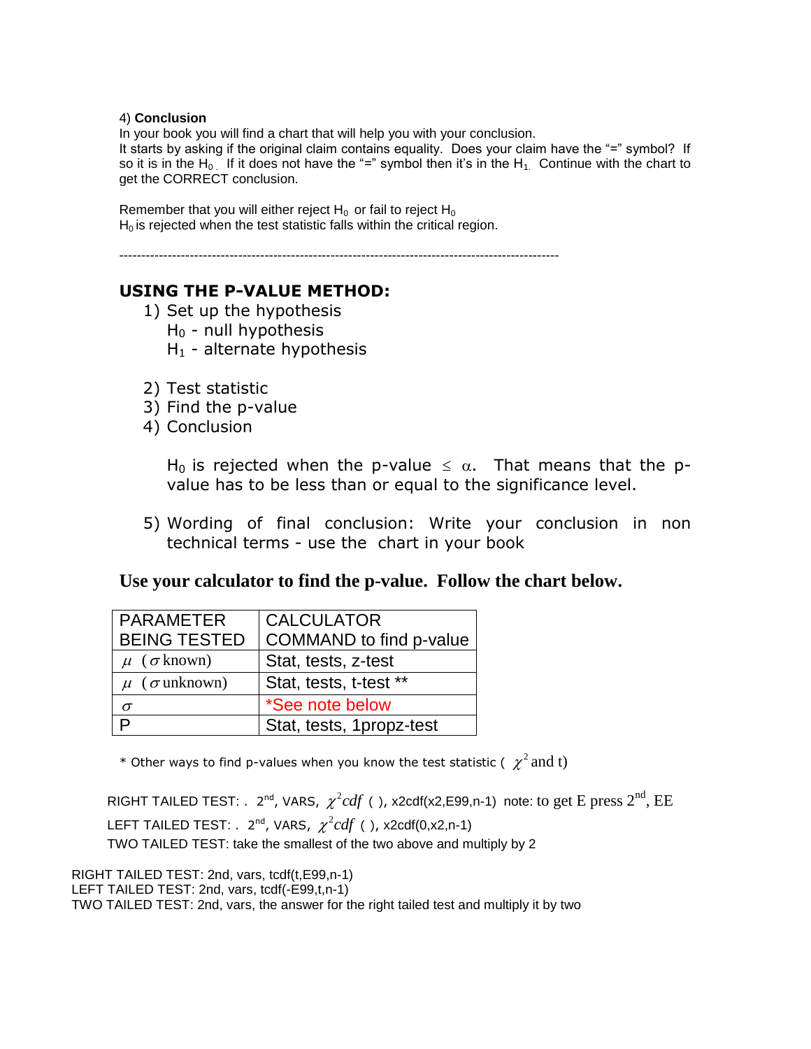4) **Conclusion**

In your book you will find a chart that will help you with your conclusion.
It starts by asking if the original claim contains equality. Does your claim have the "=" symbol? If so it is in the $H_0$. If it does not have the "=" symbol then it's in the $H_1$. Continue with the chart to get the CORRECT conclusion.

Remember that you will either reject $H_0$ or fail to reject $H_0$
$H_0$ is rejected when the test statistic falls within the critical region.

---

## USING THE P-VALUE METHOD:

1) Set up the hypothesis
   $H_0$ - null hypothesis
   $H_1$ - alternate hypothesis
2) Test statistic
3) Find the p-value
4) Conclusion

   $H_0$ is rejected when the p-value $\leq \alpha$. That means that the p-value has to be less than or equal to the significance level.

5) Wording of final conclusion: Write your conclusion in non technical terms - use the chart in your book

**Use your calculator to find the p-value. Follow the chart below.**

| PARAMETER BEING TESTED | CALCULATOR COMMAND to find p-value |
|---|---|
| $\mu$ ($\sigma$ known) | Stat, tests, z-test |
| $\mu$ ($\sigma$ unknown) | Stat, tests, t-test ** |
| $\sigma$ | *See note below |
| P | Stat, tests, 1propz-test |

\* Other ways to find p-values when you know the test statistic ( $\chi^2$ and t)

RIGHT TAILED TEST: . 2nd, VARS, $\chi^2 cdf$ ( ), x2cdf(x2,E99,n-1) note: to get E press 2nd, EE
LEFT TAILED TEST: . 2nd, VARS, $\chi^2 cdf$ ( ), x2cdf(0,x2,n-1)
TWO TAILED TEST: take the smallest of the two above and multiply by 2

RIGHT TAILED TEST: 2nd, vars, tcdf(t,E99,n-1)
LEFT TAILED TEST: 2nd, vars, tcdf(-E99,t,n-1)
TWO TAILED TEST: 2nd, vars, the answer for the right tailed test and multiply it by two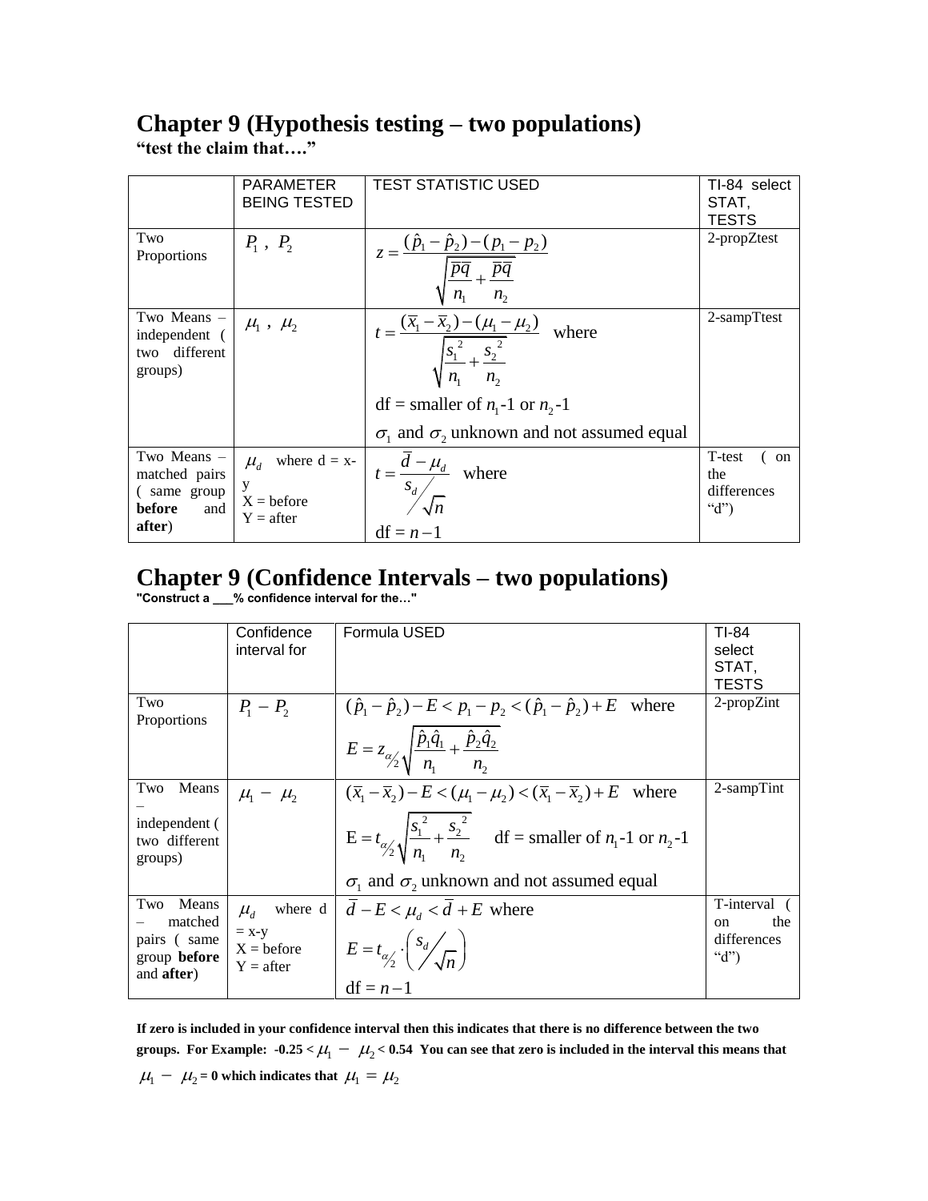# Chapter 9 (Hypothesis testing – two populations)

**"test the claim that…."**

| | PARAMETER BEING TESTED | TEST STATISTIC USED | TI-84 select STAT, TESTS |
|---|---|---|---|
| Two Proportions | $P_1$ , $P_2$ | $z = \dfrac{(\hat{p}_1 - \hat{p}_2) - (p_1 - p_2)}{\sqrt{\dfrac{\overline{p}\overline{q}}{n_1} + \dfrac{\overline{p}\overline{q}}{n_2}}}$ | 2-propZtest |
| Two Means – independent ( two different groups) | $\mu_1$ , $\mu_2$ | $t = \dfrac{(\overline{x}_1 - \overline{x}_2) - (\mu_1 - \mu_2)}{\sqrt{\dfrac{s_1^{\,2}}{n_1} + \dfrac{s_2^{\,2}}{n_2}}}$ where df = smaller of $n_1$-1 or $n_2$-1; $\sigma_1$ and $\sigma_2$ unknown and not assumed equal | 2-sampTtest |
| Two Means – matched pairs ( same group **before** and **after**) | $\mu_d$ where d = x-y; X = before; Y = after | $t = \dfrac{\overline{d} - \mu_d}{s_d / \sqrt{n}}$ where df = $n-1$ | T-test ( on the differences "d") |

# Chapter 9 (Confidence Intervals – two populations)

**"Construct a ___% confidence interval for the…"**

| | Confidence interval for | Formula USED | TI-84 select STAT, TESTS |
|---|---|---|---|
| Two Proportions | $P_1 - P_2$ | $(\hat{p}_1 - \hat{p}_2) - E < p_1 - p_2 < (\hat{p}_1 - \hat{p}_2) + E$ where $E = z_{\alpha/2}\sqrt{\dfrac{\hat{p}_1\hat{q}_1}{n_1} + \dfrac{\hat{p}_2\hat{q}_2}{n_2}}$ | 2-propZint |
| Two Means – independent ( two different groups) | $\mu_1 - \mu_2$ | $(\overline{x}_1 - \overline{x}_2) - E < (\mu_1 - \mu_2) < (\overline{x}_1 - \overline{x}_2) + E$ where $\text{E} = t_{\alpha/2}\sqrt{\dfrac{s_1^{\,2}}{n_1} + \dfrac{s_2^{\,2}}{n_2}}$ df = smaller of $n_1$-1 or $n_2$-1; $\sigma_1$ and $\sigma_2$ unknown and not assumed equal | 2-sampTint |
| Two Means – matched pairs ( same group **before** and **after**) | $\mu_d$ where d = x-y; X = before; Y = after | $\overline{d} - E < \mu_d < \overline{d} + E$ where $E = t_{\alpha/2} \cdot \left( s_d / \sqrt{n} \right)$; df = $n-1$ | T-interval ( on the differences "d") |

**If zero is included in your confidence interval then this indicates that there is no difference between the two groups. For Example: -0.25 < $\mu_1 - \mu_2$ < 0.54 You can see that zero is included in the interval this means that $\mu_1 - \mu_2 = 0$ which indicates that $\mu_1 = \mu_2$**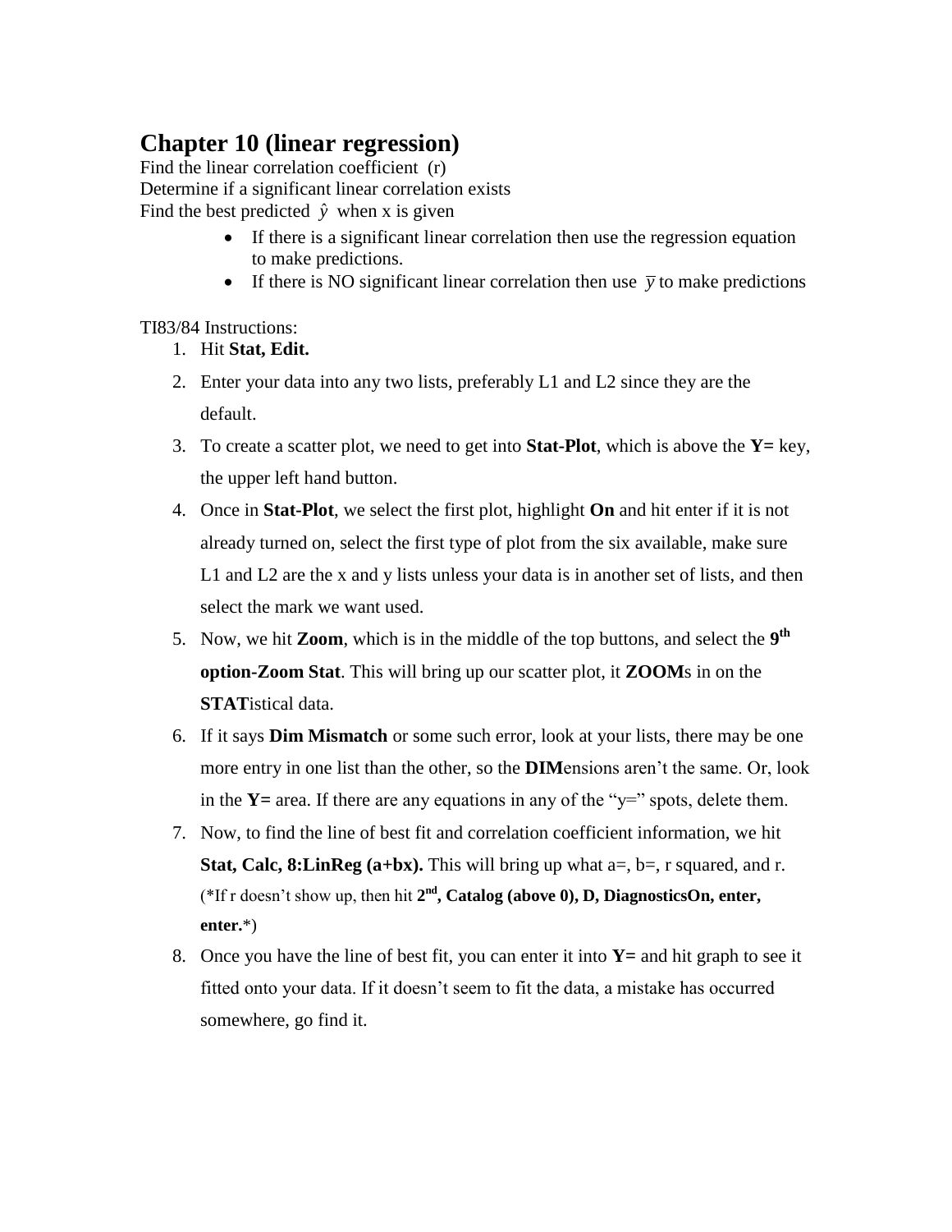# Chapter 10 (linear regression)

Find the linear correlation coefficient (r)
Determine if a significant linear correlation exists
Find the best predicted $\hat{y}$ when x is given

- If there is a significant linear correlation then use the regression equation to make predictions.
- If there is NO significant linear correlation then use $\bar{y}$ to make predictions

TI83/84 Instructions:

1. Hit **Stat, Edit.**
2. Enter your data into any two lists, preferably L1 and L2 since they are the default.
3. To create a scatter plot, we need to get into **Stat-Plot**, which is above the **Y=** key, the upper left hand button.
4. Once in **Stat-Plot**, we select the first plot, highlight **On** and hit enter if it is not already turned on, select the first type of plot from the six available, make sure L1 and L2 are the x and y lists unless your data is in another set of lists, and then select the mark we want used.
5. Now, we hit **Zoom**, which is in the middle of the top buttons, and select the **9th option-Zoom Stat**. This will bring up our scatter plot, it **ZOOM**s in on the **STAT**istical data.
6. If it says **Dim Mismatch** or some such error, look at your lists, there may be one more entry in one list than the other, so the **DIM**ensions aren't the same. Or, look in the **Y=** area. If there are any equations in any of the "y=" spots, delete them.
7. Now, to find the line of best fit and correlation coefficient information, we hit **Stat, Calc, 8:LinReg (a+bx).** This will bring up what a=, b=, r squared, and r. (*If r doesn't show up, then hit **2nd, Catalog (above 0), D, DiagnosticsOn, enter, enter.***)
8. Once you have the line of best fit, you can enter it into **Y=** and hit graph to see it fitted onto your data. If it doesn't seem to fit the data, a mistake has occurred somewhere, go find it.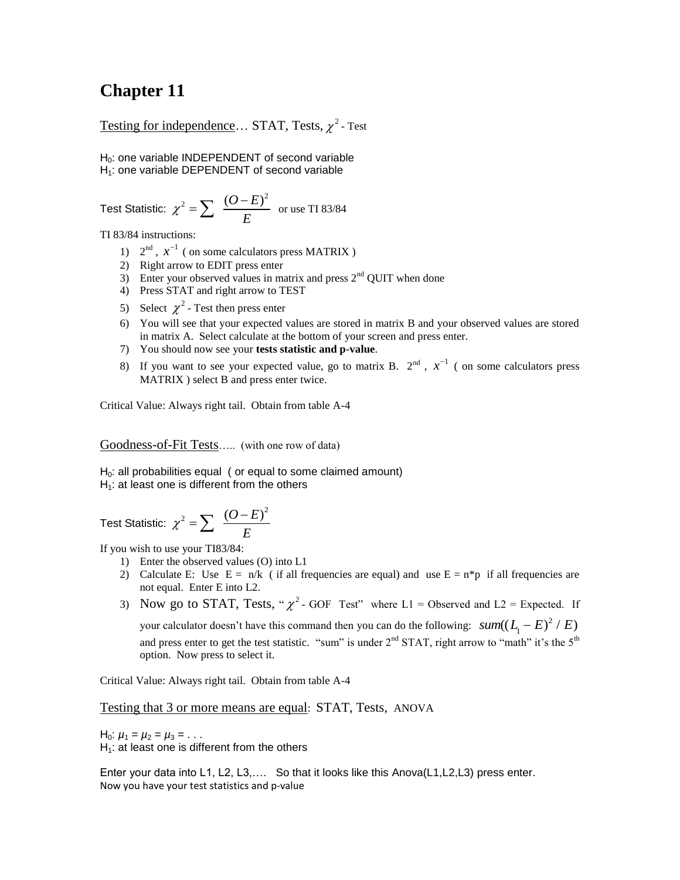# Chapter 11

Testing for independence… STAT, Tests, $\chi^2$ - Test

$H_0$: one variable INDEPENDENT of second variable
$H_1$: one variable DEPENDENT of second variable

Test Statistic: $\chi^2 = \sum \frac{(O-E)^2}{E}$ or use TI 83/84

TI 83/84 instructions:

1) $2^{nd}$ , $x^{-1}$ ( on some calculators press MATRIX )
2) Right arrow to EDIT press enter
3) Enter your observed values in matrix and press $2^{nd}$ QUIT when done
4) Press STAT and right arrow to TEST
5) Select $\chi^2$ - Test then press enter
6) You will see that your expected values are stored in matrix B and your observed values are stored in matrix A. Select calculate at the bottom of your screen and press enter.
7) You should now see your **tests statistic and p-value**.
8) If you want to see your expected value, go to matrix B. $2^{nd}$ , $x^{-1}$ ( on some calculators press MATRIX ) select B and press enter twice.

Critical Value: Always right tail. Obtain from table A-4

Goodness-of-Fit Tests….. (with one row of data)

$H_0$: all probabilities equal ( or equal to some claimed amount)
$H_1$: at least one is different from the others

Test Statistic: $\chi^2 = \sum \frac{(O-E)^2}{E}$

If you wish to use your TI83/84:

1) Enter the observed values (O) into L1
2) Calculate E: Use E = n/k ( if all frequencies are equal) and use E = n*p if all frequencies are not equal. Enter E into L2.
3) Now go to STAT, Tests, " $\chi^2$ - GOF Test" where L1 = Observed and L2 = Expected. If your calculator doesn't have this command then you can do the following: $sum((L_1 - E)^2 / E)$ and press enter to get the test statistic. "sum" is under $2^{nd}$ STAT, right arrow to "math" it's the $5^{th}$ option. Now press to select it.

Critical Value: Always right tail. Obtain from table A-4

Testing that 3 or more means are equal: STAT, Tests, ANOVA

$H_0$: $\mu_1 = \mu_2 = \mu_3 = \ldots$
$H_1$: at least one is different from the others

Enter your data into L1, L2, L3,…. So that it looks like this Anova(L1,L2,L3) press enter.
Now you have your test statistics and p-value